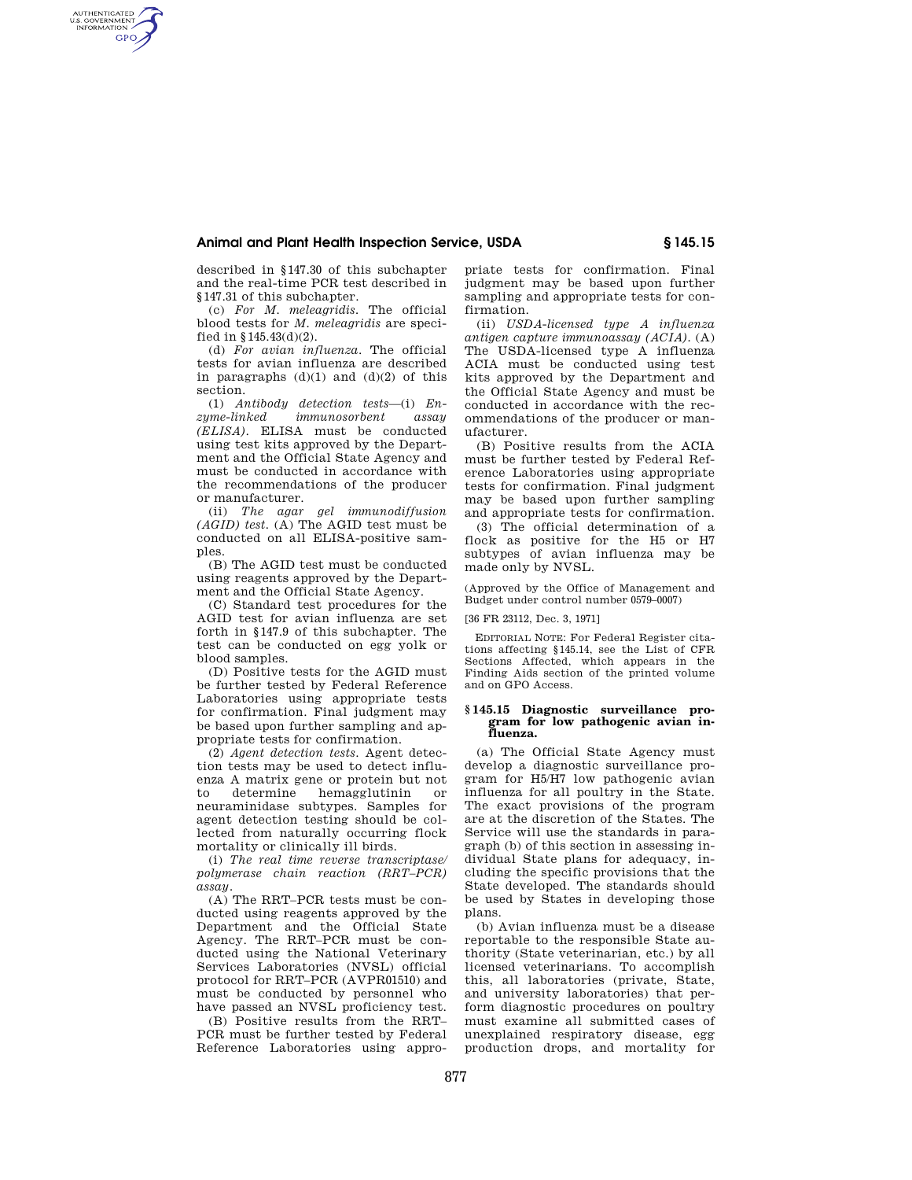described in §147.30 of this subchapter and the real-time PCR test described in §147.31 of this subchapter.

(c) *For M. meleagridis.* The official blood tests for *M. meleagridis* are specified in §145.43(d)(2).

(d) *For avian influenza.* The official tests for avian influenza are described in paragraphs (d)(1) and (d)(2) of this section.

(1) *Antibody detection tests*—(i) *Enzyme-linked immunosorbent assay (ELISA).* ELISA must be conducted using test kits approved by the Department and the Official State Agency and must be conducted in accordance with the recommendations of the producer or manufacturer.

(ii) *The agar gel immunodiffusion (AGID) test.* (A) The AGID test must be conducted on all ELISA-positive samples.

(B) The AGID test must be conducted using reagents approved by the Department and the Official State Agency.

(C) Standard test procedures for the AGID test for avian influenza are set forth in §147.9 of this subchapter. The test can be conducted on egg yolk or blood samples.

(D) Positive tests for the AGID must be further tested by Federal Reference Laboratories using appropriate tests for confirmation. Final judgment may be based upon further sampling and appropriate tests for confirmation.

(2) *Agent detection tests.* Agent detection tests may be used to detect influenza A matrix gene or protein but not to determine hemagglutinin or neuraminidase subtypes. Samples for agent detection testing should be collected from naturally occurring flock mortality or clinically ill birds.

(i) *The real time reverse transcriptase/polymerase chain reaction (RRT–PCR) assay.*

(A) The RRT–PCR tests must be conducted using reagents approved by the Department and the Official State Agency. The RRT–PCR must be conducted using the National Veterinary Services Laboratories (NVSL) official protocol for RRT–PCR (AVPR01510) and must be conducted by personnel who have passed an NVSL proficiency test.

(B) Positive results from the RRT–PCR must be further tested by Federal Reference Laboratories using appropriate tests for confirmation. Final judgment may be based upon further sampling and appropriate tests for confirmation.

(ii) *USDA-licensed type A influenza antigen capture immunoassay (ACIA).* (A) The USDA-licensed type A influenza ACIA must be conducted using test kits approved by the Department and the Official State Agency and must be conducted in accordance with the recommendations of the producer or manufacturer.

(B) Positive results from the ACIA must be further tested by Federal Reference Laboratories using appropriate tests for confirmation. Final judgment may be based upon further sampling and appropriate tests for confirmation.

(3) The official determination of a flock as positive for the H5 or H7 subtypes of avian influenza may be made only by NVSL.

(Approved by the Office of Management and Budget under control number 0579–0007)

[36 FR 23112, Dec. 3, 1971]

EDITORIAL NOTE: For Federal Register citations affecting §145.14, see the List of CFR Sections Affected, which appears in the Finding Aids section of the printed volume and on GPO Access.

### §145.15 Diagnostic surveillance program for low pathogenic avian influenza.

(a) The Official State Agency must develop a diagnostic surveillance program for H5/H7 low pathogenic avian influenza for all poultry in the State. The exact provisions of the program are at the discretion of the States. The Service will use the standards in paragraph (b) of this section in assessing individual State plans for adequacy, including the specific provisions that the State developed. The standards should be used by States in developing those plans.

(b) Avian influenza must be a disease reportable to the responsible State authority (State veterinarian, etc.) by all licensed veterinarians. To accomplish this, all laboratories (private, State, and university laboratories) that perform diagnostic procedures on poultry must examine all submitted cases of unexplained respiratory disease, egg production drops, and mortality for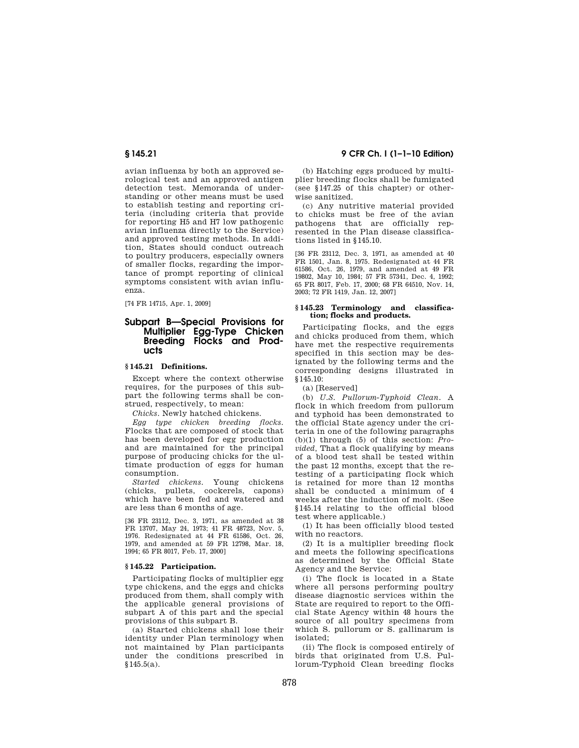avian influenza by both an approved serological test and an approved antigen detection test. Memoranda of understanding or other means must be used to establish testing and reporting criteria (including criteria that provide for reporting H5 and H7 low pathogenic avian influenza directly to the Service) and approved testing methods. In addition, States should conduct outreach to poultry producers, especially owners of smaller flocks, regarding the importance of prompt reporting of clinical symptoms consistent with avian influenza.

[74 FR 14715, Apr. 1, 2009]

## Subpart B—Special Provisions for Multiplier Egg-Type Chicken Breeding Flocks and Products

### § 145.21 Definitions.

Except where the context otherwise requires, for the purposes of this subpart the following terms shall be construed, respectively, to mean:

*Chicks.* Newly hatched chickens.

*Egg type chicken breeding flocks.* Flocks that are composed of stock that has been developed for egg production and are maintained for the principal purpose of producing chicks for the ultimate production of eggs for human consumption.

*Started chickens.* Young chickens (chicks, pullets, cockerels, capons) which have been fed and watered and are less than 6 months of age.

[36 FR 23112, Dec. 3, 1971, as amended at 38 FR 13707, May 24, 1973; 41 FR 48723, Nov. 5, 1976. Redesignated at 44 FR 61586, Oct. 26, 1979, and amended at 59 FR 12798, Mar. 18, 1994; 65 FR 8017, Feb. 17, 2000]

### § 145.22 Participation.

Participating flocks of multiplier egg type chickens, and the eggs and chicks produced from them, shall comply with the applicable general provisions of subpart A of this part and the special provisions of this subpart B.

(a) Started chickens shall lose their identity under Plan terminology when not maintained by Plan participants under the conditions prescribed in §145.5(a).

(b) Hatching eggs produced by multiplier breeding flocks shall be fumigated (see §147.25 of this chapter) or otherwise sanitized.

(c) Any nutritive material provided to chicks must be free of the avian pathogens that are officially represented in the Plan disease classifications listed in §145.10.

[36 FR 23112, Dec. 3, 1971, as amended at 40 FR 1501, Jan. 8, 1975. Redesignated at 44 FR 61586, Oct. 26, 1979, and amended at 49 FR 19802, May 10, 1984; 57 FR 57341, Dec. 4, 1992; 65 FR 8017, Feb. 17, 2000; 68 FR 64510, Nov. 14, 2003; 72 FR 1419, Jan. 12, 2007]

### § 145.23 Terminology and classification; flocks and products.

Participating flocks, and the eggs and chicks produced from them, which have met the respective requirements specified in this section may be designated by the following terms and the corresponding designs illustrated in §145.10:

(a) [Reserved]

(b) *U.S. Pullorum-Typhoid Clean.* A flock in which freedom from pullorum and typhoid has been demonstrated to the official State agency under the criteria in one of the following paragraphs (b)(1) through (5) of this section: *Provided,* That a flock qualifying by means of a blood test shall be tested within the past 12 months, except that the retesting of a participating flock which is retained for more than 12 months shall be conducted a minimum of 4 weeks after the induction of molt. (See §145.14 relating to the official blood test where applicable.)

(1) It has been officially blood tested with no reactors.

(2) It is a multiplier breeding flock and meets the following specifications as determined by the Official State Agency and the Service:

(i) The flock is located in a State where all persons performing poultry disease diagnostic services within the State are required to report to the Official State Agency within 48 hours the source of all poultry specimens from which S. pullorum or S. gallinarum is isolated;

(ii) The flock is composed entirely of birds that originated from U.S. Pullorum-Typhoid Clean breeding flocks